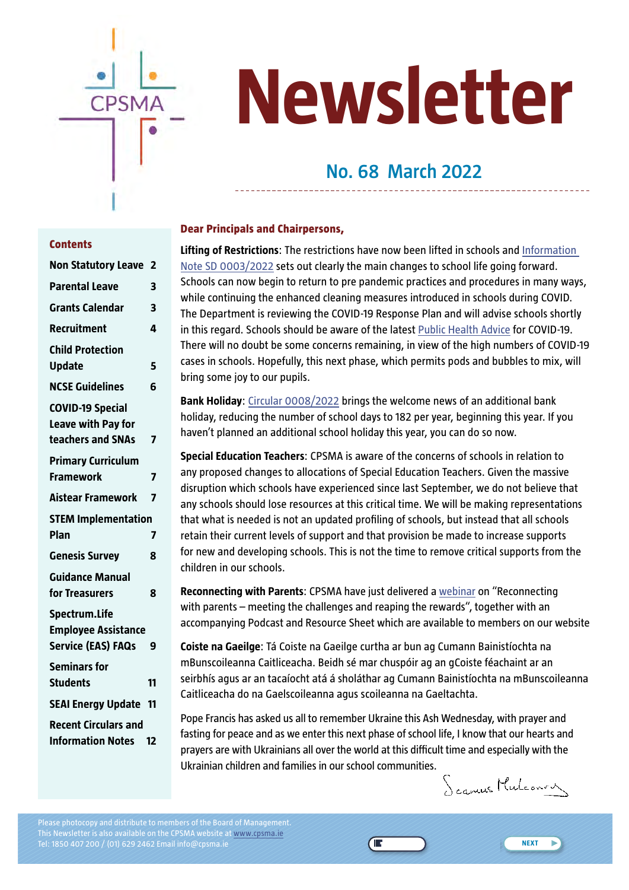# Newsletter

## No. 68 March 2022

### Contents

| | |
|---|---|
| Non Statutory Leave | 2 |
| Parental Leave | 3 |
| Grants Calendar | 3 |
| Recruitment | 4 |
| Child Protection Update | 5 |
| NCSE Guidelines | 6 |
| COVID-19 Special Leave with Pay for teachers and SNAs | 7 |
| Primary Curriculum Framework | 7 |
| Aistear Framework | 7 |
| STEM Implementation Plan | 7 |
| Genesis Survey | 8 |
| Guidance Manual for Treasurers | 8 |
| Spectrum.Life Employee Assistance Service (EAS) FAQs | 9 |
| Seminars for Students | 11 |
| SEAI Energy Update | 11 |
| Recent Circulars and Information Notes | 12 |

**Dear Principals and Chairpersons,**

**Lifting of Restrictions**: The restrictions have now been lifted in schools and Information Note SD 0003/2022 sets out clearly the main changes to school life going forward. Schools can now begin to return to pre pandemic practices and procedures in many ways, while continuing the enhanced cleaning measures introduced in schools during COVID. The Department is reviewing the COVID-19 Response Plan and will advise schools shortly in this regard. Schools should be aware of the latest Public Health Advice for COVID-19. There will no doubt be some concerns remaining, in view of the high numbers of COVID-19 cases in schools. Hopefully, this next phase, which permits pods and bubbles to mix, will bring some joy to our pupils.

**Bank Holiday**: Circular 0008/2022 brings the welcome news of an additional bank holiday, reducing the number of school days to 182 per year, beginning this year. If you haven't planned an additional school holiday this year, you can do so now.

**Special Education Teachers**: CPSMA is aware of the concerns of schools in relation to any proposed changes to allocations of Special Education Teachers. Given the massive disruption which schools have experienced since last September, we do not believe that any schools should lose resources at this critical time. We will be making representations that what is needed is not an updated profiling of schools, but instead that all schools retain their current levels of support and that provision be made to increase supports for new and developing schools. This is not the time to remove critical supports from the children in our schools.

**Reconnecting with Parents**: CPSMA have just delivered a webinar on "Reconnecting with parents – meeting the challenges and reaping the rewards", together with an accompanying Podcast and Resource Sheet which are available to members on our website

**Coiste na Gaeilge**: Tá Coiste na Gaeilge curtha ar bun ag Cumann Bainistíochta na mBunscoileanna Caitliceacha. Beidh sé mar chuspóir ag an gCoiste féachaint ar an seirbhís agus ar an tacaíocht atá á sholáthar ag Cumann Bainistíochta na mBunscoileanna Caitliceacha do na Gaelscoileanna agus scoileanna na Gaeltachta.

Pope Francis has asked us all to remember Ukraine this Ash Wednesday, with prayer and fasting for peace and as we enter this next phase of school life, I know that our hearts and prayers are with Ukrainians all over the world at this difficult time and especially with the Ukrainian children and families in our school communities.

Seamus Mulconry

Please photocopy and distribute to members of the Board of Management.
This Newsletter is also available on the CPSMA website at www.cpsma.ie
Tel: 1850 407 200 / (01) 629 2462 Email info@cpsma.ie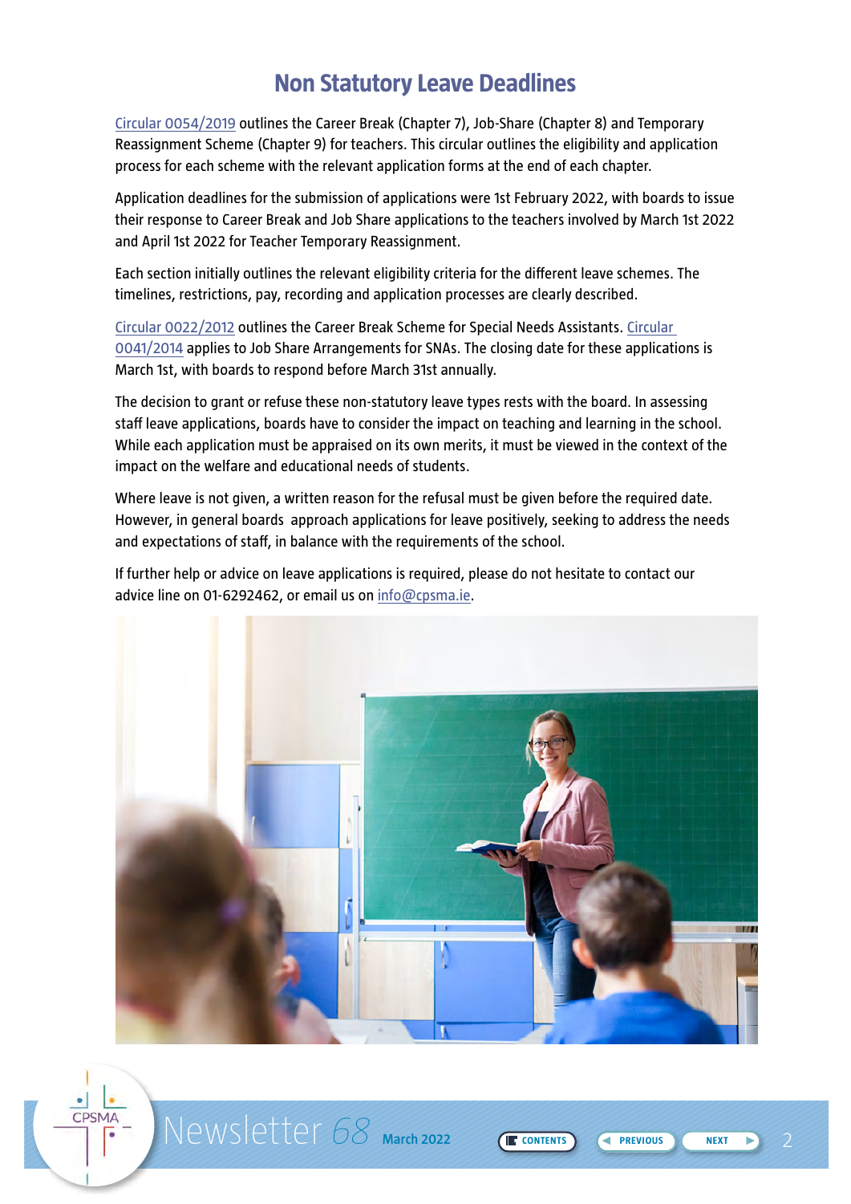# Non Statutory Leave Deadlines

Circular 0054/2019 outlines the Career Break (Chapter 7), Job-Share (Chapter 8) and Temporary Reassignment Scheme (Chapter 9) for teachers. This circular outlines the eligibility and application process for each scheme with the relevant application forms at the end of each chapter.

Application deadlines for the submission of applications were 1st February 2022, with boards to issue their response to Career Break and Job Share applications to the teachers involved by March 1st 2022 and April 1st 2022 for Teacher Temporary Reassignment.

Each section initially outlines the relevant eligibility criteria for the different leave schemes. The timelines, restrictions, pay, recording and application processes are clearly described.

Circular 0022/2012 outlines the Career Break Scheme for Special Needs Assistants. Circular 0041/2014 applies to Job Share Arrangements for SNAs. The closing date for these applications is March 1st, with boards to respond before March 31st annually.

The decision to grant or refuse these non-statutory leave types rests with the board. In assessing staff leave applications, boards have to consider the impact on teaching and learning in the school. While each application must be appraised on its own merits, it must be viewed in the context of the impact on the welfare and educational needs of students.

Where leave is not given, a written reason for the refusal must be given before the required date. However, in general boards approach applications for leave positively, seeking to address the needs and expectations of staff, in balance with the requirements of the school.

If further help or advice on leave applications is required, please do not hesitate to contact our advice line on 01-6292462, or email us on info@cpsma.ie.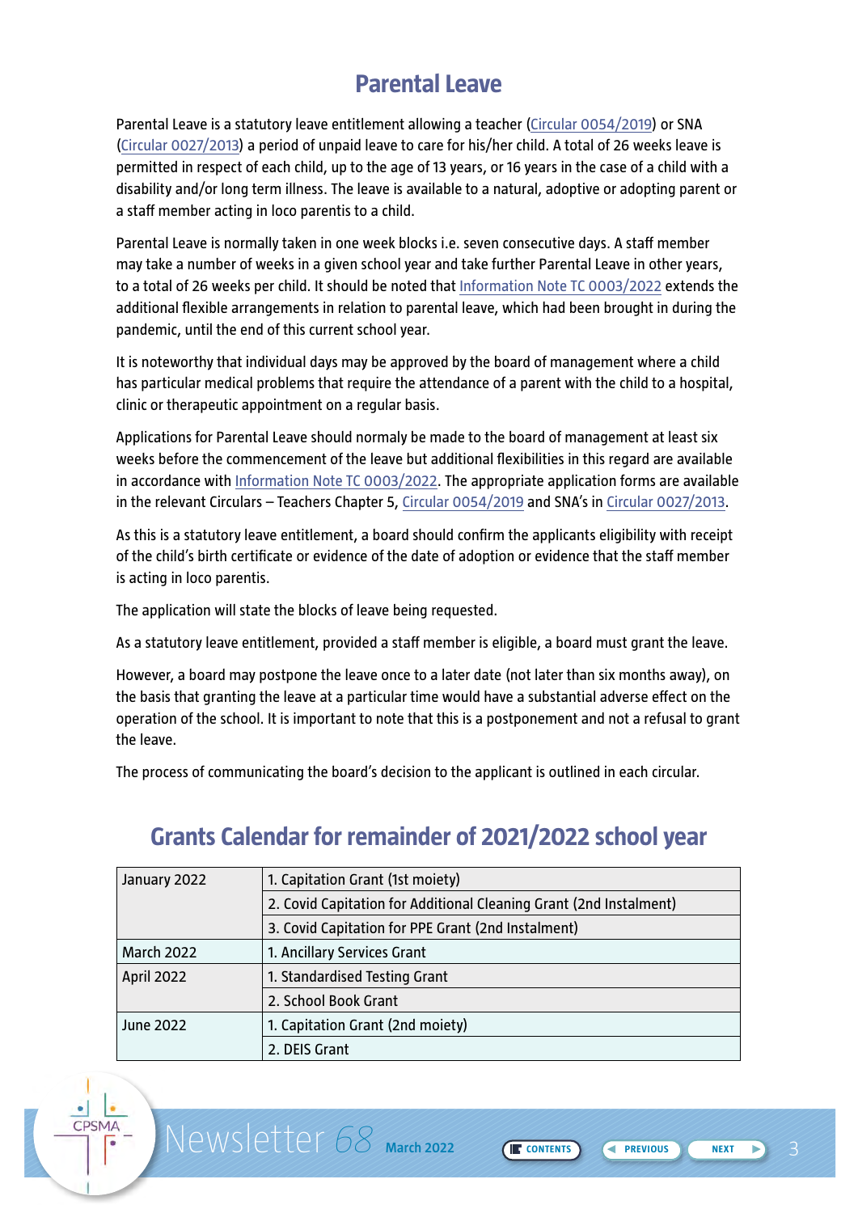## Parental Leave

Parental Leave is a statutory leave entitlement allowing a teacher (Circular 0054/2019) or SNA (Circular 0027/2013) a period of unpaid leave to care for his/her child. A total of 26 weeks leave is permitted in respect of each child, up to the age of 13 years, or 16 years in the case of a child with a disability and/or long term illness. The leave is available to a natural, adoptive or adopting parent or a staff member acting in loco parentis to a child.

Parental Leave is normally taken in one week blocks i.e. seven consecutive days. A staff member may take a number of weeks in a given school year and take further Parental Leave in other years, to a total of 26 weeks per child. It should be noted that Information Note TC 0003/2022 extends the additional flexible arrangements in relation to parental leave, which had been brought in during the pandemic, until the end of this current school year.

It is noteworthy that individual days may be approved by the board of management where a child has particular medical problems that require the attendance of a parent with the child to a hospital, clinic or therapeutic appointment on a regular basis.

Applications for Parental Leave should normaly be made to the board of management at least six weeks before the commencement of the leave but additional flexibilities in this regard are available in accordance with Information Note TC 0003/2022. The appropriate application forms are available in the relevant Circulars – Teachers Chapter 5, Circular 0054/2019 and SNA's in Circular 0027/2013.

As this is a statutory leave entitlement, a board should confirm the applicants eligibility with receipt of the child's birth certificate or evidence of the date of adoption or evidence that the staff member is acting in loco parentis.

The application will state the blocks of leave being requested.

As a statutory leave entitlement, provided a staff member is eligible, a board must grant the leave.

However, a board may postpone the leave once to a later date (not later than six months away), on the basis that granting the leave at a particular time would have a substantial adverse effect on the operation of the school. It is important to note that this is a postponement and not a refusal to grant the leave.

The process of communicating the board's decision to the applicant is outlined in each circular.

## Grants Calendar for remainder of 2021/2022 school year

| | |
|---|---|
| January 2022 | 1. Capitation Grant (1st moiety) |
| | 2. Covid Capitation for Additional Cleaning Grant (2nd Instalment) |
| | 3. Covid Capitation for PPE Grant (2nd Instalment) |
| March 2022 | 1. Ancillary Services Grant |
| April 2022 | 1. Standardised Testing Grant |
| | 2. School Book Grant |
| June 2022 | 1. Capitation Grant (2nd moiety) |
| | 2. DEIS Grant |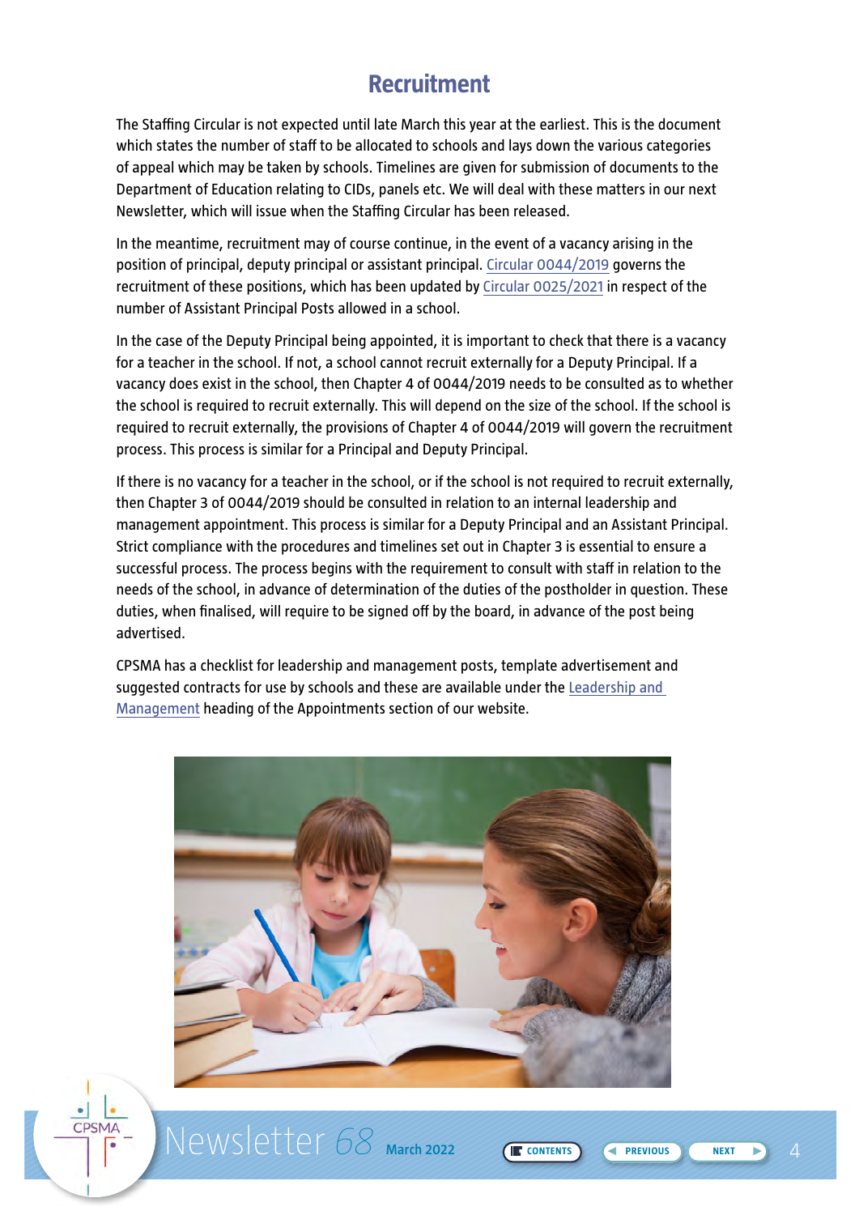## Recruitment

The Staffing Circular is not expected until late March this year at the earliest. This is the document which states the number of staff to be allocated to schools and lays down the various categories of appeal which may be taken by schools. Timelines are given for submission of documents to the Department of Education relating to CIDs, panels etc. We will deal with these matters in our next Newsletter, which will issue when the Staffing Circular has been released.

In the meantime, recruitment may of course continue, in the event of a vacancy arising in the position of principal, deputy principal or assistant principal. Circular 0044/2019 governs the recruitment of these positions, which has been updated by Circular 0025/2021 in respect of the number of Assistant Principal Posts allowed in a school.

In the case of the Deputy Principal being appointed, it is important to check that there is a vacancy for a teacher in the school. If not, a school cannot recruit externally for a Deputy Principal. If a vacancy does exist in the school, then Chapter 4 of 0044/2019 needs to be consulted as to whether the school is required to recruit externally. This will depend on the size of the school. If the school is required to recruit externally, the provisions of Chapter 4 of 0044/2019 will govern the recruitment process. This process is similar for a Principal and Deputy Principal.

If there is no vacancy for a teacher in the school, or if the school is not required to recruit externally, then Chapter 3 of 0044/2019 should be consulted in relation to an internal leadership and management appointment. This process is similar for a Deputy Principal and an Assistant Principal. Strict compliance with the procedures and timelines set out in Chapter 3 is essential to ensure a successful process. The process begins with the requirement to consult with staff in relation to the needs of the school, in advance of determination of the duties of the postholder in question. These duties, when finalised, will require to be signed off by the board, in advance of the post being advertised.

CPSMA has a checklist for leadership and management posts, template advertisement and suggested contracts for use by schools and these are available under the Leadership and Management heading of the Appointments section of our website.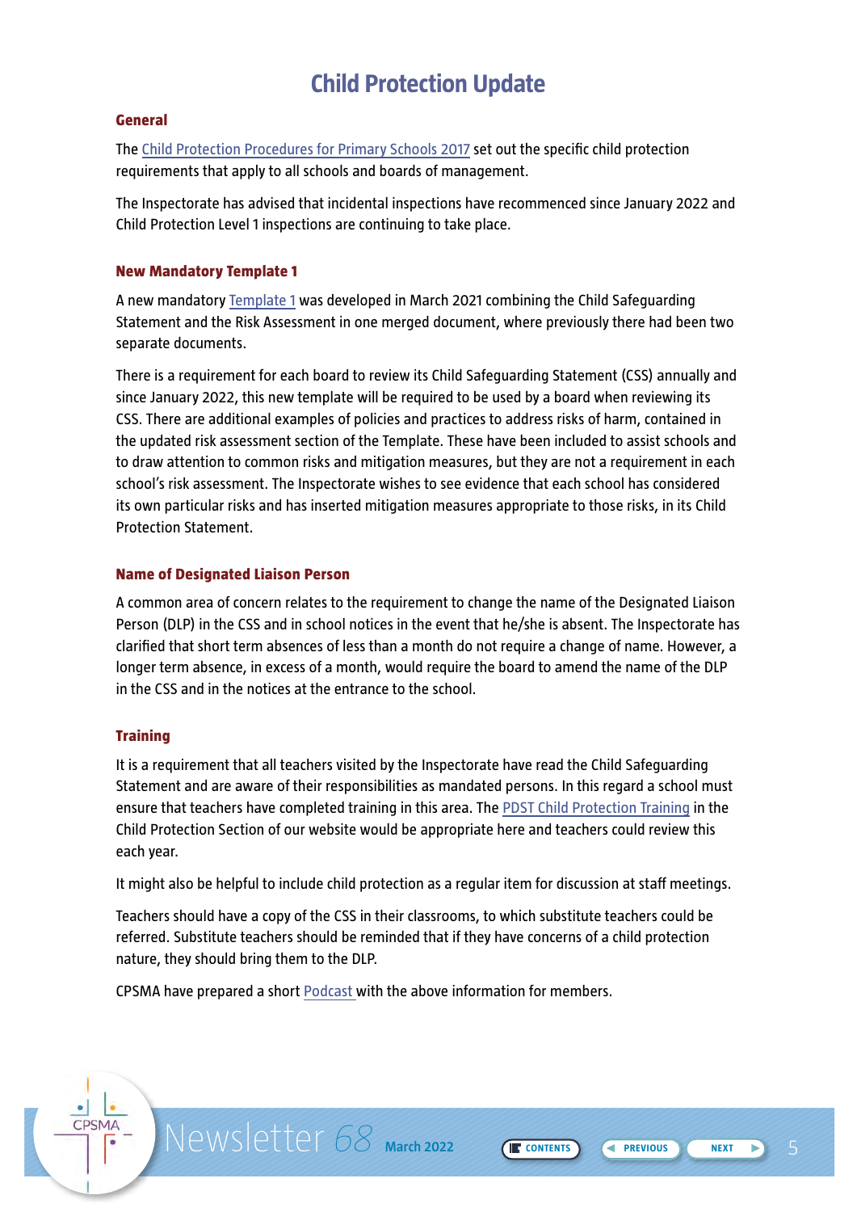# Child Protection Update

## General

The Child Protection Procedures for Primary Schools 2017 set out the specific child protection requirements that apply to all schools and boards of management.

The Inspectorate has advised that incidental inspections have recommenced since January 2022 and Child Protection Level 1 inspections are continuing to take place.

## New Mandatory Template 1

A new mandatory Template 1 was developed in March 2021 combining the Child Safeguarding Statement and the Risk Assessment in one merged document, where previously there had been two separate documents.

There is a requirement for each board to review its Child Safeguarding Statement (CSS) annually and since January 2022, this new template will be required to be used by a board when reviewing its CSS. There are additional examples of policies and practices to address risks of harm, contained in the updated risk assessment section of the Template. These have been included to assist schools and to draw attention to common risks and mitigation measures, but they are not a requirement in each school's risk assessment. The Inspectorate wishes to see evidence that each school has considered its own particular risks and has inserted mitigation measures appropriate to those risks, in its Child Protection Statement.

## Name of Designated Liaison Person

A common area of concern relates to the requirement to change the name of the Designated Liaison Person (DLP) in the CSS and in school notices in the event that he/she is absent. The Inspectorate has clarified that short term absences of less than a month do not require a change of name. However, a longer term absence, in excess of a month, would require the board to amend the name of the DLP in the CSS and in the notices at the entrance to the school.

## Training

It is a requirement that all teachers visited by the Inspectorate have read the Child Safeguarding Statement and are aware of their responsibilities as mandated persons. In this regard a school must ensure that teachers have completed training in this area. The PDST Child Protection Training in the Child Protection Section of our website would be appropriate here and teachers could review this each year.

It might also be helpful to include child protection as a regular item for discussion at staff meetings.

Teachers should have a copy of the CSS in their classrooms, to which substitute teachers could be referred. Substitute teachers should be reminded that if they have concerns of a child protection nature, they should bring them to the DLP.

CPSMA have prepared a short Podcast with the above information for members.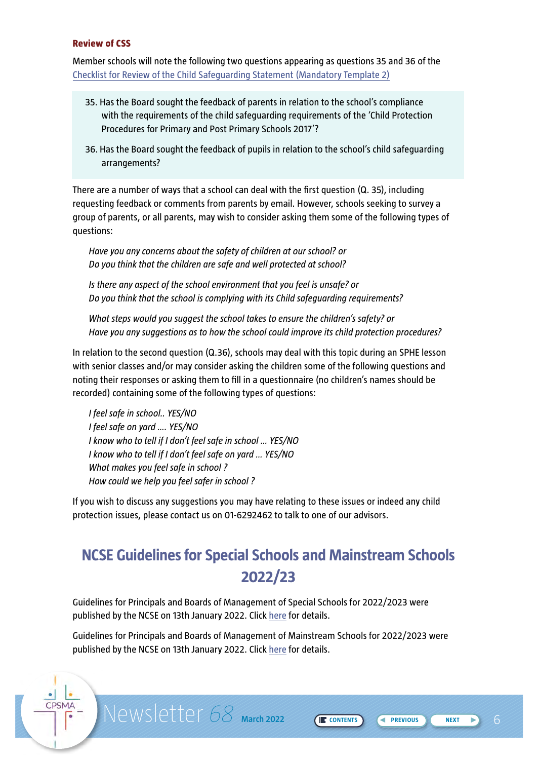### Review of CSS

Member schools will note the following two questions appearing as questions 35 and 36 of the Checklist for Review of the Child Safeguarding Statement (Mandatory Template 2)

> 35. Has the Board sought the feedback of parents in relation to the school's compliance with the requirements of the child safeguarding requirements of the 'Child Protection Procedures for Primary and Post Primary Schools 2017'?
>
> 36. Has the Board sought the feedback of pupils in relation to the school's child safeguarding arrangements?

There are a number of ways that a school can deal with the first question (Q. 35), including requesting feedback or comments from parents by email. However, schools seeking to survey a group of parents, or all parents, may wish to consider asking them some of the following types of questions:

*Have you any concerns about the safety of children at our school? or*
*Do you think that the children are safe and well protected at school?*

*Is there any aspect of the school environment that you feel is unsafe? or*
*Do you think that the school is complying with its Child safeguarding requirements?*

*What steps would you suggest the school takes to ensure the children's safety? or*
*Have you any suggestions as to how the school could improve its child protection procedures?*

In relation to the second question (Q.36), schools may deal with this topic during an SPHE lesson with senior classes and/or may consider asking the children some of the following questions and noting their responses or asking them to fill in a questionnaire (no children's names should be recorded) containing some of the following types of questions:

*I feel safe in school.. YES/NO*
*I feel safe on yard .... YES/NO*
*I know who to tell if I don't feel safe in school ... YES/NO*
*I know who to tell if I don't feel safe on yard ... YES/NO*
*What makes you feel safe in school ?*
*How could we help you feel safer in school ?*

If you wish to discuss any suggestions you may have relating to these issues or indeed any child protection issues, please contact us on 01-6292462 to talk to one of our advisors.

## NCSE Guidelines for Special Schools and Mainstream Schools 2022/23

Guidelines for Principals and Boards of Management of Special Schools for 2022/2023 were published by the NCSE on 13th January 2022. Click here for details.

Guidelines for Principals and Boards of Management of Mainstream Schools for 2022/2023 were published by the NCSE on 13th January 2022. Click here for details.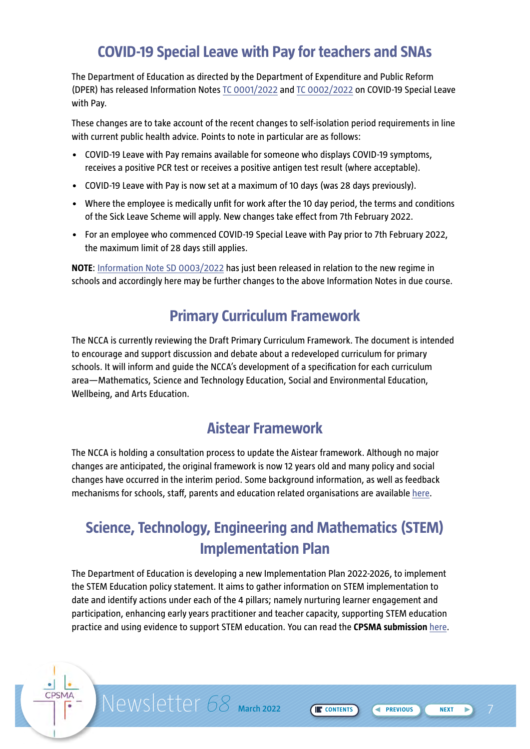## COVID-19 Special Leave with Pay for teachers and SNAs

The Department of Education as directed by the Department of Expenditure and Public Reform (DPER) has released Information Notes TC 0001/2022 and TC 0002/2022 on COVID-19 Special Leave with Pay.

These changes are to take account of the recent changes to self-isolation period requirements in line with current public health advice. Points to note in particular are as follows:

- COVID-19 Leave with Pay remains available for someone who displays COVID-19 symptoms, receives a positive PCR test or receives a positive antigen test result (where acceptable).
- COVID-19 Leave with Pay is now set at a maximum of 10 days (was 28 days previously).
- Where the employee is medically unfit for work after the 10 day period, the terms and conditions of the Sick Leave Scheme will apply. New changes take effect from 7th February 2022.
- For an employee who commenced COVID-19 Special Leave with Pay prior to 7th February 2022, the maximum limit of 28 days still applies.

**NOTE**: Information Note SD 0003/2022 has just been released in relation to the new regime in schools and accordingly here may be further changes to the above Information Notes in due course.

## Primary Curriculum Framework

The NCCA is currently reviewing the Draft Primary Curriculum Framework. The document is intended to encourage and support discussion and debate about a redeveloped curriculum for primary schools. It will inform and guide the NCCA's development of a specification for each curriculum area—Mathematics, Science and Technology Education, Social and Environmental Education, Wellbeing, and Arts Education.

## Aistear Framework

The NCCA is holding a consultation process to update the Aistear framework. Although no major changes are anticipated, the original framework is now 12 years old and many policy and social changes have occurred in the interim period. Some background information, as well as feedback mechanisms for schools, staff, parents and education related organisations are available here.

## Science, Technology, Engineering and Mathematics (STEM) Implementation Plan

The Department of Education is developing a new Implementation Plan 2022-2026, to implement the STEM Education policy statement. It aims to gather information on STEM implementation to date and identify actions under each of the 4 pillars; namely nurturing learner engagement and participation, enhancing early years practitioner and teacher capacity, supporting STEM education practice and using evidence to support STEM education. You can read the **CPSMA submission** here.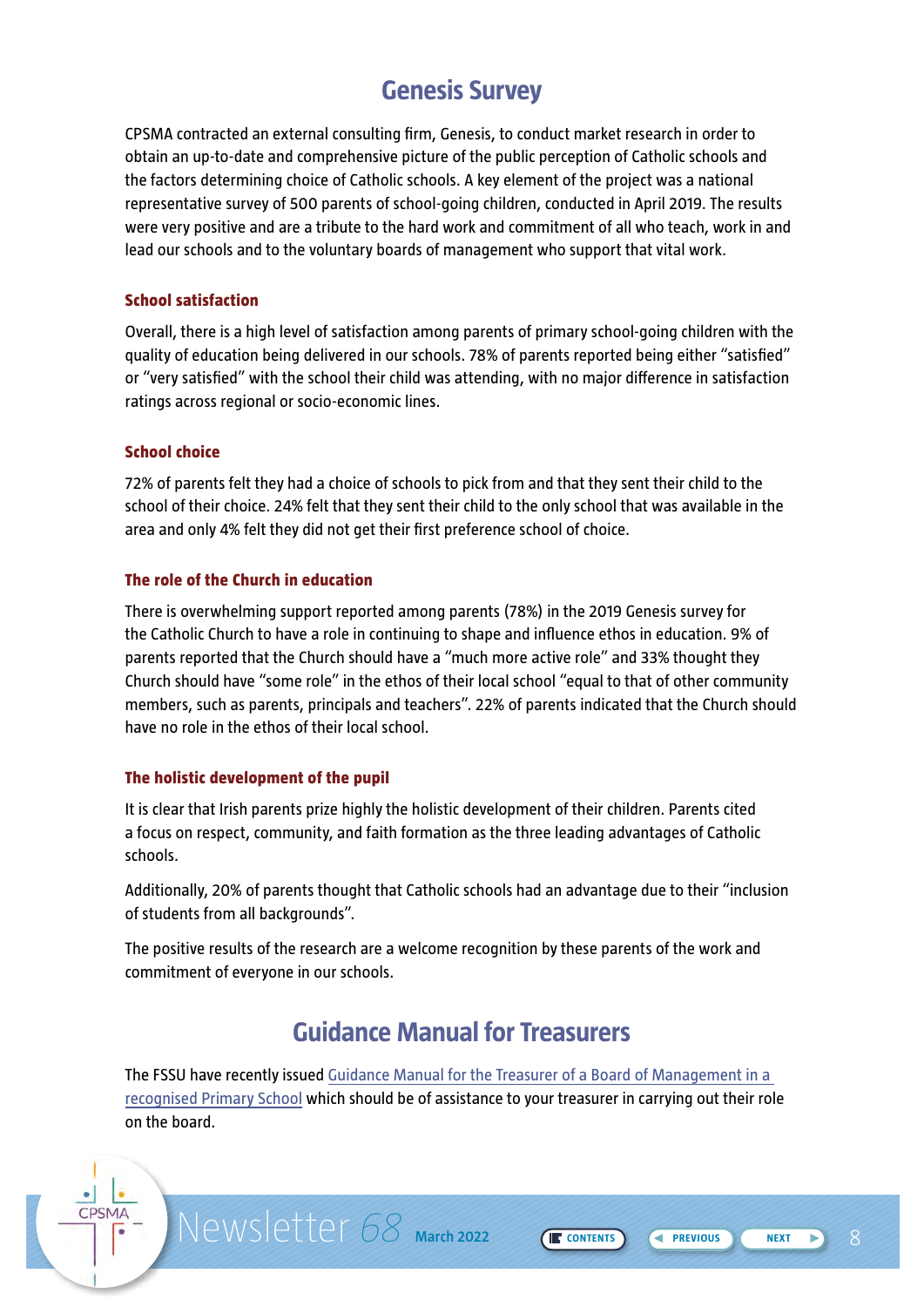## Genesis Survey

CPSMA contracted an external consulting firm, Genesis, to conduct market research in order to obtain an up-to-date and comprehensive picture of the public perception of Catholic schools and the factors determining choice of Catholic schools. A key element of the project was a national representative survey of 500 parents of school-going children, conducted in April 2019. The results were very positive and are a tribute to the hard work and commitment of all who teach, work in and lead our schools and to the voluntary boards of management who support that vital work.

### School satisfaction

Overall, there is a high level of satisfaction among parents of primary school-going children with the quality of education being delivered in our schools. 78% of parents reported being either "satisfied" or "very satisfied" with the school their child was attending, with no major difference in satisfaction ratings across regional or socio-economic lines.

### School choice

72% of parents felt they had a choice of schools to pick from and that they sent their child to the school of their choice. 24% felt that they sent their child to the only school that was available in the area and only 4% felt they did not get their first preference school of choice.

### The role of the Church in education

There is overwhelming support reported among parents (78%) in the 2019 Genesis survey for the Catholic Church to have a role in continuing to shape and influence ethos in education. 9% of parents reported that the Church should have a "much more active role" and 33% thought they Church should have "some role" in the ethos of their local school "equal to that of other community members, such as parents, principals and teachers". 22% of parents indicated that the Church should have no role in the ethos of their local school.

### The holistic development of the pupil

It is clear that Irish parents prize highly the holistic development of their children. Parents cited a focus on respect, community, and faith formation as the three leading advantages of Catholic schools.

Additionally, 20% of parents thought that Catholic schools had an advantage due to their "inclusion of students from all backgrounds".

The positive results of the research are a welcome recognition by these parents of the work and commitment of everyone in our schools.

## Guidance Manual for Treasurers

The FSSU have recently issued Guidance Manual for the Treasurer of a Board of Management in a recognised Primary School which should be of assistance to your treasurer in carrying out their role on the board.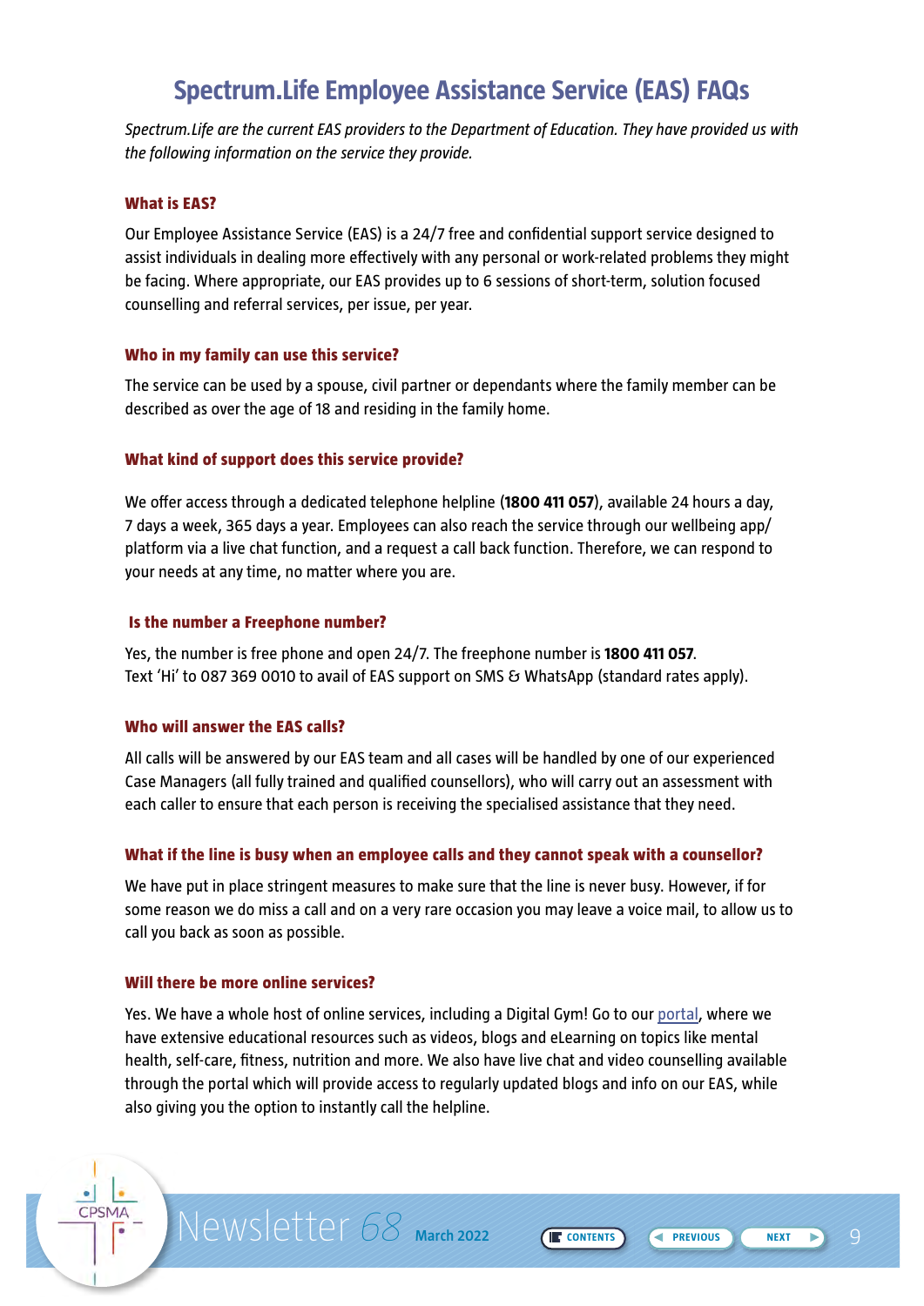# Spectrum.Life Employee Assistance Service (EAS) FAQs

*Spectrum.Life are the current EAS providers to the Department of Education. They have provided us with the following information on the service they provide.*

### What is EAS?

Our Employee Assistance Service (EAS) is a 24/7 free and confidential support service designed to assist individuals in dealing more effectively with any personal or work-related problems they might be facing. Where appropriate, our EAS provides up to 6 sessions of short-term, solution focused counselling and referral services, per issue, per year.

### Who in my family can use this service?

The service can be used by a spouse, civil partner or dependants where the family member can be described as over the age of 18 and residing in the family home.

### What kind of support does this service provide?

We offer access through a dedicated telephone helpline (**1800 411 057**), available 24 hours a day, 7 days a week, 365 days a year. Employees can also reach the service through our wellbeing app/platform via a live chat function, and a request a call back function. Therefore, we can respond to your needs at any time, no matter where you are.

### Is the number a Freephone number?

Yes, the number is free phone and open 24/7. The freephone number is **1800 411 057**.
Text 'Hi' to 087 369 0010 to avail of EAS support on SMS & WhatsApp (standard rates apply).

### Who will answer the EAS calls?

All calls will be answered by our EAS team and all cases will be handled by one of our experienced Case Managers (all fully trained and qualified counsellors), who will carry out an assessment with each caller to ensure that each person is receiving the specialised assistance that they need.

### What if the line is busy when an employee calls and they cannot speak with a counsellor?

We have put in place stringent measures to make sure that the line is never busy. However, if for some reason we do miss a call and on a very rare occasion you may leave a voice mail, to allow us to call you back as soon as possible.

### Will there be more online services?

Yes. We have a whole host of online services, including a Digital Gym! Go to our portal, where we have extensive educational resources such as videos, blogs and eLearning on topics like mental health, self-care, fitness, nutrition and more. We also have live chat and video counselling available through the portal which will provide access to regularly updated blogs and info on our EAS, while also giving you the option to instantly call the helpline.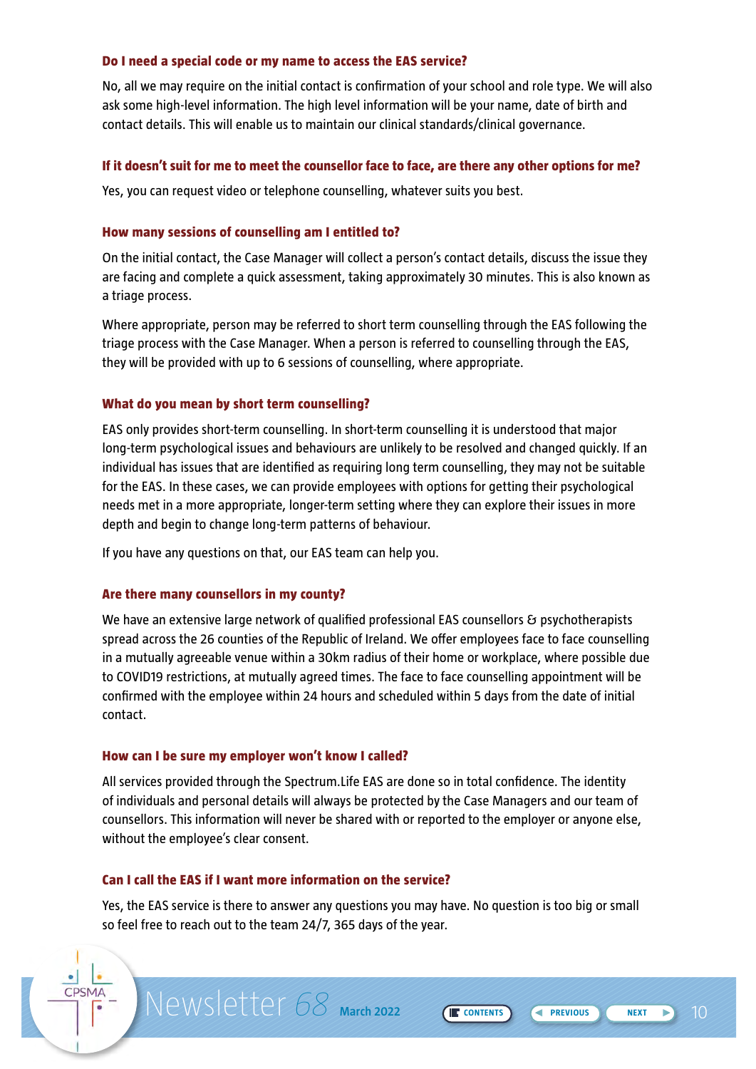### Do I need a special code or my name to access the EAS service?

No, all we may require on the initial contact is confirmation of your school and role type. We will also ask some high-level information. The high level information will be your name, date of birth and contact details. This will enable us to maintain our clinical standards/clinical governance.

### If it doesn't suit for me to meet the counsellor face to face, are there any other options for me?

Yes, you can request video or telephone counselling, whatever suits you best.

### How many sessions of counselling am I entitled to?

On the initial contact, the Case Manager will collect a person's contact details, discuss the issue they are facing and complete a quick assessment, taking approximately 30 minutes. This is also known as a triage process.

Where appropriate, person may be referred to short term counselling through the EAS following the triage process with the Case Manager. When a person is referred to counselling through the EAS, they will be provided with up to 6 sessions of counselling, where appropriate.

### What do you mean by short term counselling?

EAS only provides short-term counselling. In short-term counselling it is understood that major long-term psychological issues and behaviours are unlikely to be resolved and changed quickly. If an individual has issues that are identified as requiring long term counselling, they may not be suitable for the EAS. In these cases, we can provide employees with options for getting their psychological needs met in a more appropriate, longer-term setting where they can explore their issues in more depth and begin to change long-term patterns of behaviour.

If you have any questions on that, our EAS team can help you.

### Are there many counsellors in my county?

We have an extensive large network of qualified professional EAS counsellors & psychotherapists spread across the 26 counties of the Republic of Ireland. We offer employees face to face counselling in a mutually agreeable venue within a 30km radius of their home or workplace, where possible due to COVID19 restrictions, at mutually agreed times. The face to face counselling appointment will be confirmed with the employee within 24 hours and scheduled within 5 days from the date of initial contact.

### How can I be sure my employer won't know I called?

All services provided through the Spectrum.Life EAS are done so in total confidence. The identity of individuals and personal details will always be protected by the Case Managers and our team of counsellors. This information will never be shared with or reported to the employer or anyone else, without the employee's clear consent.

### Can I call the EAS if I want more information on the service?

Yes, the EAS service is there to answer any questions you may have. No question is too big or small so feel free to reach out to the team 24/7, 365 days of the year.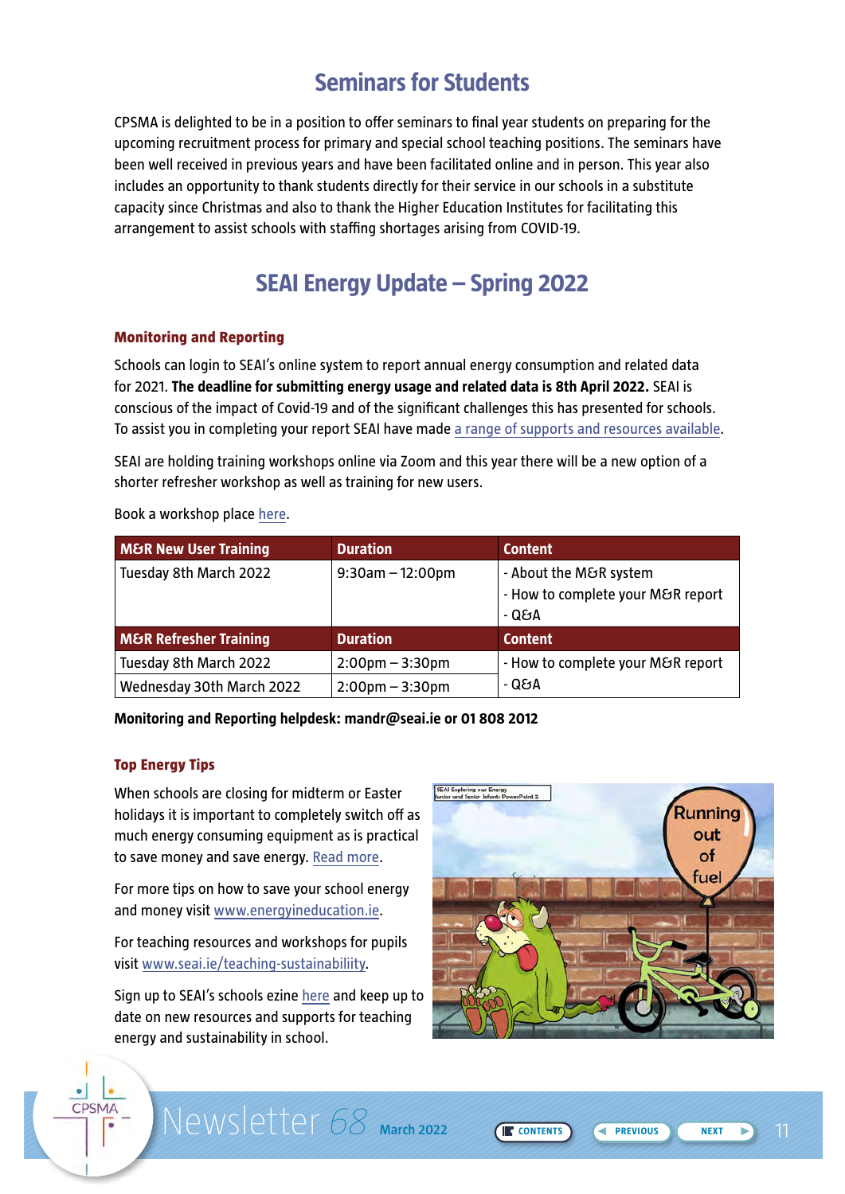## Seminars for Students

CPSMA is delighted to be in a position to offer seminars to final year students on preparing for the upcoming recruitment process for primary and special school teaching positions. The seminars have been well received in previous years and have been facilitated online and in person. This year also includes an opportunity to thank students directly for their service in our schools in a substitute capacity since Christmas and also to thank the Higher Education Institutes for facilitating this arrangement to assist schools with staffing shortages arising from COVID-19.

## SEAI Energy Update – Spring 2022

### Monitoring and Reporting

Schools can login to SEAI's online system to report annual energy consumption and related data for 2021. **The deadline for submitting energy usage and related data is 8th April 2022.** SEAI is conscious of the impact of Covid-19 and of the significant challenges this has presented for schools. To assist you in completing your report SEAI have made a range of supports and resources available.

SEAI are holding training workshops online via Zoom and this year there will be a new option of a shorter refresher workshop as well as training for new users.

Book a workshop place here.

| M&R New User Training | Duration | Content |
|---|---|---|
| Tuesday 8th March 2022 | 9:30am – 12:00pm | - About the M&R system<br>- How to complete your M&R report<br>- Q&A |
| **M&R Refresher Training** | **Duration** | **Content** |
| Tuesday 8th March 2022 | 2:00pm – 3:30pm | - How to complete your M&R report<br>- Q&A |
| Wednesday 30th March 2022 | 2:00pm – 3:30pm | |

**Monitoring and Reporting helpdesk: mandr@seai.ie or 01 808 2012**

### Top Energy Tips

When schools are closing for midterm or Easter holidays it is important to completely switch off as much energy consuming equipment as is practical to save money and save energy. Read more.

For more tips on how to save your school energy and money visit www.energyineducation.ie.

For teaching resources and workshops for pupils visit www.seai.ie/teaching-sustainabiliity.

Sign up to SEAI's schools ezine here and keep up to date on new resources and supports for teaching energy and sustainability in school.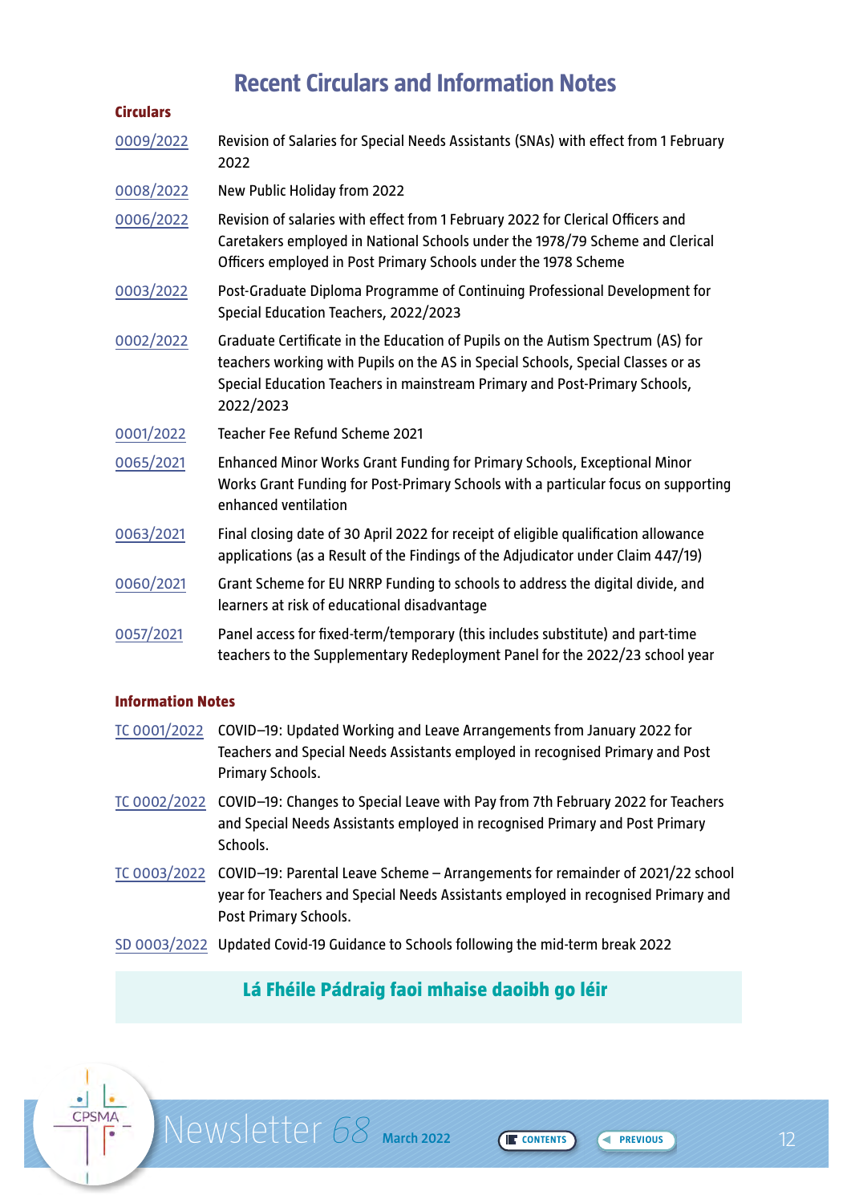# Recent Circulars and Information Notes

### Circulars

| | |
|---|---|
| 0009/2022 | Revision of Salaries for Special Needs Assistants (SNAs) with effect from 1 February 2022 |
| 0008/2022 | New Public Holiday from 2022 |
| 0006/2022 | Revision of salaries with effect from 1 February 2022 for Clerical Officers and Caretakers employed in National Schools under the 1978/79 Scheme and Clerical Officers employed in Post Primary Schools under the 1978 Scheme |
| 0003/2022 | Post-Graduate Diploma Programme of Continuing Professional Development for Special Education Teachers, 2022/2023 |
| 0002/2022 | Graduate Certificate in the Education of Pupils on the Autism Spectrum (AS) for teachers working with Pupils on the AS in Special Schools, Special Classes or as Special Education Teachers in mainstream Primary and Post-Primary Schools, 2022/2023 |
| 0001/2022 | Teacher Fee Refund Scheme 2021 |
| 0065/2021 | Enhanced Minor Works Grant Funding for Primary Schools, Exceptional Minor Works Grant Funding for Post-Primary Schools with a particular focus on supporting enhanced ventilation |
| 0063/2021 | Final closing date of 30 April 2022 for receipt of eligible qualification allowance applications (as a Result of the Findings of the Adjudicator under Claim 447/19) |
| 0060/2021 | Grant Scheme for EU NRRP Funding to schools to address the digital divide, and learners at risk of educational disadvantage |
| 0057/2021 | Panel access for fixed-term/temporary (this includes substitute) and part-time teachers to the Supplementary Redeployment Panel for the 2022/23 school year |

### Information Notes

| | |
|---|---|
| TC 0001/2022 | COVID–19: Updated Working and Leave Arrangements from January 2022 for Teachers and Special Needs Assistants employed in recognised Primary and Post Primary Schools. |
| TC 0002/2022 | COVID–19: Changes to Special Leave with Pay from 7th February 2022 for Teachers and Special Needs Assistants employed in recognised Primary and Post Primary Schools. |
| TC 0003/2022 | COVID–19: Parental Leave Scheme – Arrangements for remainder of 2021/22 school year for Teachers and Special Needs Assistants employed in recognised Primary and Post Primary Schools. |
| SD 0003/2022 | Updated Covid-19 Guidance to Schools following the mid-term break 2022 |

**Lá Fhéile Pádraig faoi mhaise daoibh go léir**